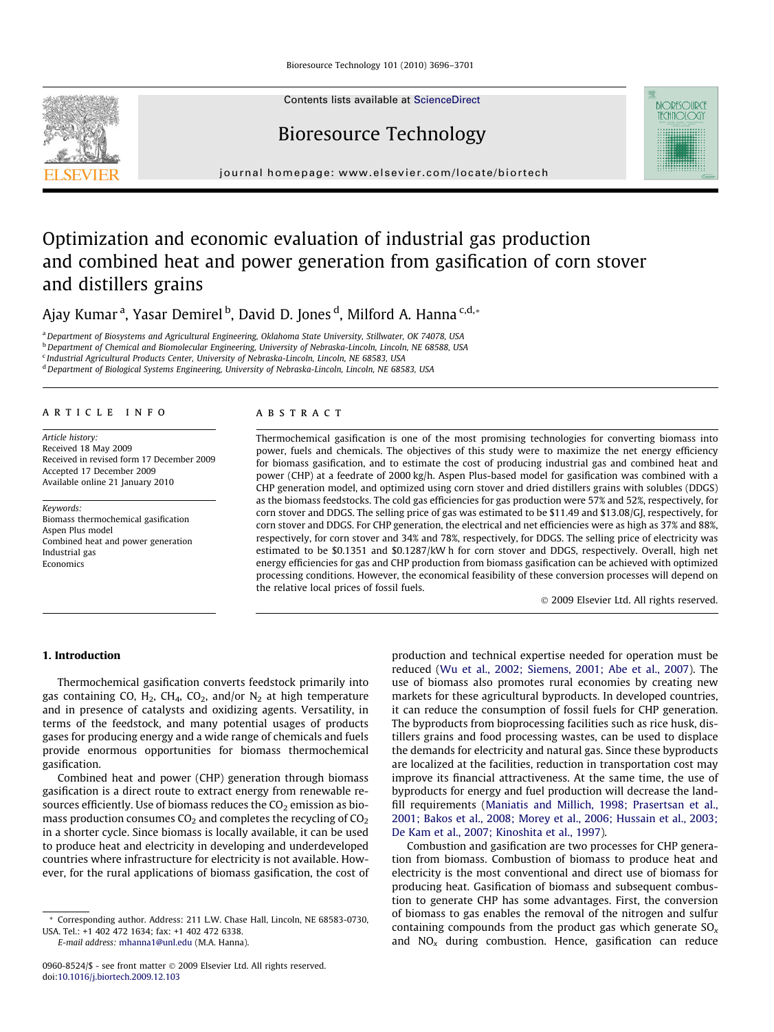# Optimization and economic evaluation of industrial gas production and combined heat and power generation from gasification of corn stover and distillers grains

Ajay Kumar [a], Yasar Demirel [b], David D. Jones [d], Milford A. Hanna [c,d,*]

[a] Department of Biosystems and Agricultural Engineering, Oklahoma State University, Stillwater, OK 74078, USA
[b] Department of Chemical and Biomolecular Engineering, University of Nebraska-Lincoln, Lincoln, NE 68588, USA
[c] Industrial Agricultural Products Center, University of Nebraska-Lincoln, Lincoln, NE 68583, USA
[d] Department of Biological Systems Engineering, University of Nebraska-Lincoln, Lincoln, NE 68583, USA

## ARTICLE INFO

*Article history:*
Received 18 May 2009
Received in revised form 17 December 2009
Accepted 17 December 2009
Available online 21 January 2010

*Keywords:*
Biomass thermochemical gasification
Aspen Plus model
Combined heat and power generation
Industrial gas
Economics

## ABSTRACT

Thermochemical gasification is one of the most promising technologies for converting biomass into power, fuels and chemicals. The objectives of this study were to maximize the net energy efficiency for biomass gasification, and to estimate the cost of producing industrial gas and combined heat and power (CHP) at a feedrate of 2000 kg/h. Aspen Plus-based model for gasification was combined with a CHP generation model, and optimized using corn stover and dried distillers grains with solubles (DDGS) as the biomass feedstocks. The cold gas efficiencies for gas production were 57% and 52%, respectively, for corn stover and DDGS. The selling price of gas was estimated to be $11.49 and $13.08/GJ, respectively, for corn stover and DDGS. For CHP generation, the electrical and net efficiencies were as high as 37% and 88%, respectively, for corn stover and 34% and 78%, respectively, for DDGS. The selling price of electricity was estimated to be $0.1351 and $0.1287/kW h for corn stover and DDGS, respectively. Overall, high net energy efficiencies for gas and CHP production from biomass gasification can be achieved with optimized processing conditions. However, the economical feasibility of these conversion processes will depend on the relative local prices of fossil fuels.

© 2009 Elsevier Ltd. All rights reserved.

## 1. Introduction

Thermochemical gasification converts feedstock primarily into gas containing CO, $H_2$, $CH_4$, $CO_2$, and/or $N_2$ at high temperature and in presence of catalysts and oxidizing agents. Versatility, in terms of the feedstock, and many potential usages of products gases for producing energy and a wide range of chemicals and fuels provide enormous opportunities for biomass thermochemical gasification.

Combined heat and power (CHP) generation through biomass gasification is a direct route to extract energy from renewable resources efficiently. Use of biomass reduces the $CO_2$ emission as biomass production consumes $CO_2$ and completes the recycling of $CO_2$ in a shorter cycle. Since biomass is locally available, it can be used to produce heat and electricity in developing and underdeveloped countries where infrastructure for electricity is not available. However, for the rural applications of biomass gasification, the cost of production and technical expertise needed for operation must be reduced (Wu et al., 2002; Siemens, 2001; Abe et al., 2007). The use of biomass also promotes rural economies by creating new markets for these agricultural byproducts. In developed countries, it can reduce the consumption of fossil fuels for CHP generation. The byproducts from bioprocessing facilities such as rice husk, distillers grains and food processing wastes, can be used to displace the demands for electricity and natural gas. Since these byproducts are localized at the facilities, reduction in transportation cost may improve its financial attractiveness. At the same time, the use of byproducts for energy and fuel production will decrease the landfill requirements (Maniatis and Millich, 1998; Prasertsan et al., 2001; Bakos et al., 2008; Morey et al., 2006; Hussain et al., 2003; De Kam et al., 2007; Kinoshita et al., 1997).

Combustion and gasification are two processes for CHP generation from biomass. Combustion of biomass to produce heat and electricity is the most conventional and direct use of biomass for producing heat. Gasification of biomass and subsequent combustion to generate CHP has some advantages. First, the conversion of biomass to gas enables the removal of the nitrogen and sulfur containing compounds from the product gas which generate $SO_x$ and $NO_x$ during combustion. Hence, gasification can reduce

* Corresponding author. Address: 211 L.W. Chase Hall, Lincoln, NE 68583-0730, USA. Tel.: +1 402 472 1634; fax: +1 402 472 6338.
E-mail address: mhanna1@unl.edu (M.A. Hanna).

0960-8524/$ - see front matter © 2009 Elsevier Ltd. All rights reserved.
doi:10.1016/j.biortech.2009.12.103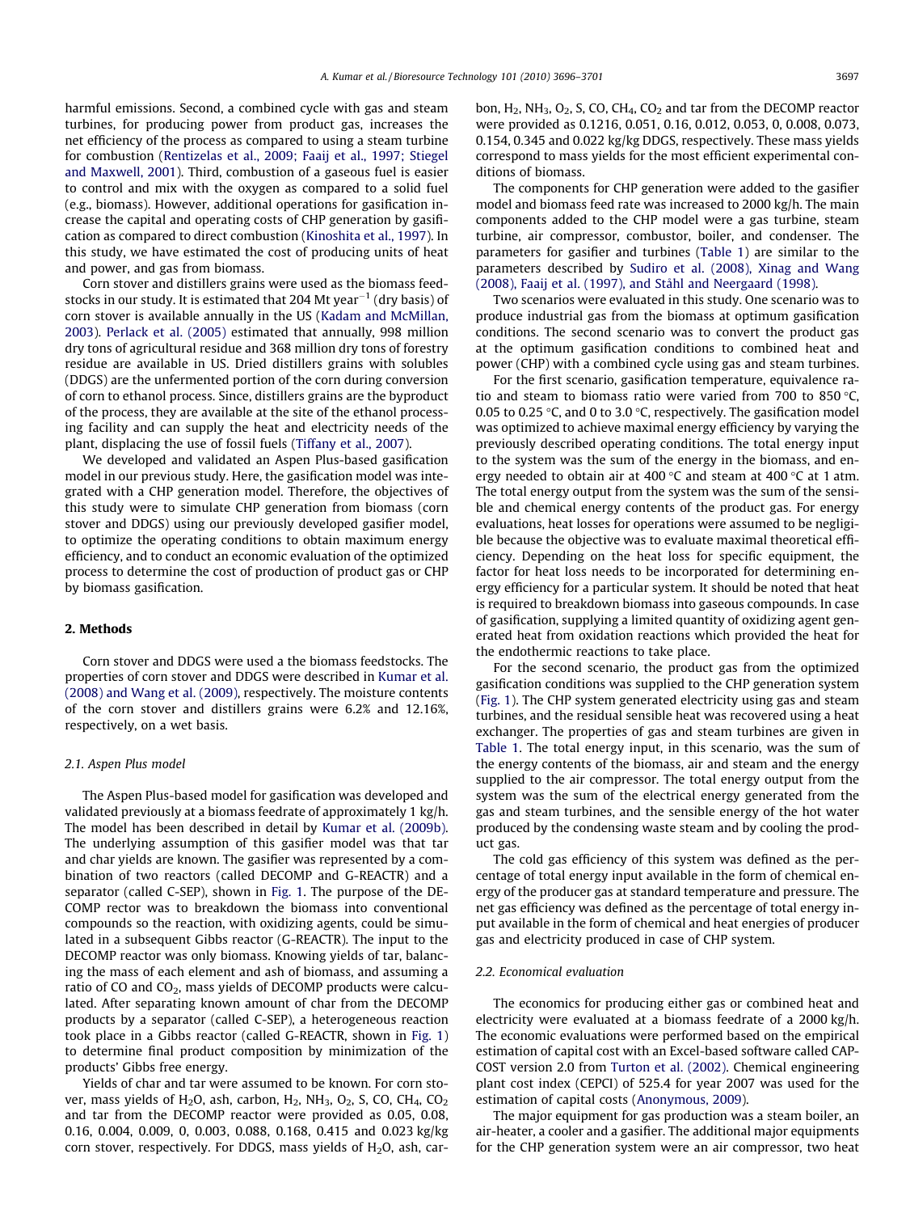harmful emissions. Second, a combined cycle with gas and steam turbines, for producing power from product gas, increases the net efficiency of the process as compared to using a steam turbine for combustion (Rentizelas et al., 2009; Faaij et al., 1997; Stiegel and Maxwell, 2001). Third, combustion of a gaseous fuel is easier to control and mix with the oxygen as compared to a solid fuel (e.g., biomass). However, additional operations for gasification increase the capital and operating costs of CHP generation by gasification as compared to direct combustion (Kinoshita et al., 1997). In this study, we have estimated the cost of producing units of heat and power, and gas from biomass.

Corn stover and distillers grains were used as the biomass feedstocks in our study. It is estimated that 204 Mt year$^{-1}$ (dry basis) of corn stover is available annually in the US (Kadam and McMillan, 2003). Perlack et al. (2005) estimated that annually, 998 million dry tons of agricultural residue and 368 million dry tons of forestry residue are available in US. Dried distillers grains with solubles (DDGS) are the unfermented portion of the corn during conversion of corn to ethanol process. Since, distillers grains are the byproduct of the process, they are available at the site of the ethanol processing facility and can supply the heat and electricity needs of the plant, displacing the use of fossil fuels (Tiffany et al., 2007).

We developed and validated an Aspen Plus-based gasification model in our previous study. Here, the gasification model was integrated with a CHP generation model. Therefore, the objectives of this study were to simulate CHP generation from biomass (corn stover and DDGS) using our previously developed gasifier model, to optimize the operating conditions to obtain maximum energy efficiency, and to conduct an economic evaluation of the optimized process to determine the cost of production of product gas or CHP by biomass gasification.

## 2. Methods

Corn stover and DDGS were used a the biomass feedstocks. The properties of corn stover and DDGS were described in Kumar et al. (2008) and Wang et al. (2009), respectively. The moisture contents of the corn stover and distillers grains were 6.2% and 12.16%, respectively, on a wet basis.

### 2.1. Aspen Plus model

The Aspen Plus-based model for gasification was developed and validated previously at a biomass feedrate of approximately 1 kg/h. The model has been described in detail by Kumar et al. (2009b). The underlying assumption of this gasifier model was that tar and char yields are known. The gasifier was represented by a combination of two reactors (called DECOMP and G-REACTR) and a separator (called C-SEP), shown in Fig. 1. The purpose of the DECOMP rector was to breakdown the biomass into conventional compounds so the reaction, with oxidizing agents, could be simulated in a subsequent Gibbs reactor (G-REACTR). The input to the DECOMP reactor was only biomass. Knowing yields of tar, balancing the mass of each element and ash of biomass, and assuming a ratio of CO and $CO_2$, mass yields of DECOMP products were calculated. After separating known amount of char from the DECOMP products by a separator (called C-SEP), a heterogeneous reaction took place in a Gibbs reactor (called G-REACTR, shown in Fig. 1) to determine final product composition by minimization of the products' Gibbs free energy.

Yields of char and tar were assumed to be known. For corn stover, mass yields of $H_2O$, ash, carbon, $H_2$, $NH_3$, $O_2$, S, CO, $CH_4$, $CO_2$ and tar from the DECOMP reactor were provided as 0.05, 0.08, 0.16, 0.004, 0.009, 0, 0.003, 0.088, 0.168, 0.415 and 0.023 kg/kg corn stover, respectively. For DDGS, mass yields of $H_2O$, ash, carbon, $H_2$, $NH_3$, $O_2$, S, CO, $CH_4$, $CO_2$ and tar from the DECOMP reactor were provided as 0.1216, 0.051, 0.16, 0.012, 0.053, 0, 0.008, 0.073, 0.154, 0.345 and 0.022 kg/kg DDGS, respectively. These mass yields correspond to mass yields for the most efficient experimental conditions of biomass.

The components for CHP generation were added to the gasifier model and biomass feed rate was increased to 2000 kg/h. The main components added to the CHP model were a gas turbine, steam turbine, air compressor, combustor, boiler, and condenser. The parameters for gasifier and turbines (Table 1) are similar to the parameters described by Sudiro et al. (2008), Xinag and Wang (2008), Faaij et al. (1997), and Ståhl and Neergaard (1998).

Two scenarios were evaluated in this study. One scenario was to produce industrial gas from the biomass at optimum gasification conditions. The second scenario was to convert the product gas at the optimum gasification conditions to combined heat and power (CHP) with a combined cycle using gas and steam turbines.

For the first scenario, gasification temperature, equivalence ratio and steam to biomass ratio were varied from 700 to 850 °C, 0.05 to 0.25 °C, and 0 to 3.0 °C, respectively. The gasification model was optimized to achieve maximal energy efficiency by varying the previously described operating conditions. The total energy input to the system was the sum of the energy in the biomass, and energy needed to obtain air at 400 °C and steam at 400 °C at 1 atm. The total energy output from the system was the sum of the sensible and chemical energy contents of the product gas. For energy evaluations, heat losses for operations were assumed to be negligible because the objective was to evaluate maximal theoretical efficiency. Depending on the heat loss for specific equipment, the factor for heat loss needs to be incorporated for determining energy efficiency for a particular system. It should be noted that heat is required to breakdown biomass into gaseous compounds. In case of gasification, supplying a limited quantity of oxidizing agent generated heat from oxidation reactions which provided the heat for the endothermic reactions to take place.

For the second scenario, the product gas from the optimized gasification conditions was supplied to the CHP generation system (Fig. 1). The CHP system generated electricity using gas and steam turbines, and the residual sensible heat was recovered using a heat exchanger. The properties of gas and steam turbines are given in Table 1. The total energy input, in this scenario, was the sum of the energy contents of the biomass, air and steam and the energy supplied to the air compressor. The total energy output from the system was the sum of the electrical energy generated from the gas and steam turbines, and the sensible energy of the hot water produced by the condensing waste steam and by cooling the product gas.

The cold gas efficiency of this system was defined as the percentage of total energy input available in the form of chemical energy of the producer gas at standard temperature and pressure. The net gas efficiency was defined as the percentage of total energy input available in the form of chemical and heat energies of producer gas and electricity produced in case of CHP system.

### 2.2. Economical evaluation

The economics for producing either gas or combined heat and electricity were evaluated at a biomass feedrate of a 2000 kg/h. The economic evaluations were performed based on the empirical estimation of capital cost with an Excel-based software called CAPCOST version 2.0 from Turton et al. (2002). Chemical engineering plant cost index (CEPCI) of 525.4 for year 2007 was used for the estimation of capital costs (Anonymous, 2009).

The major equipment for gas production was a steam boiler, an air-heater, a cooler and a gasifier. The additional major equipments for the CHP generation system were an air compressor, two heat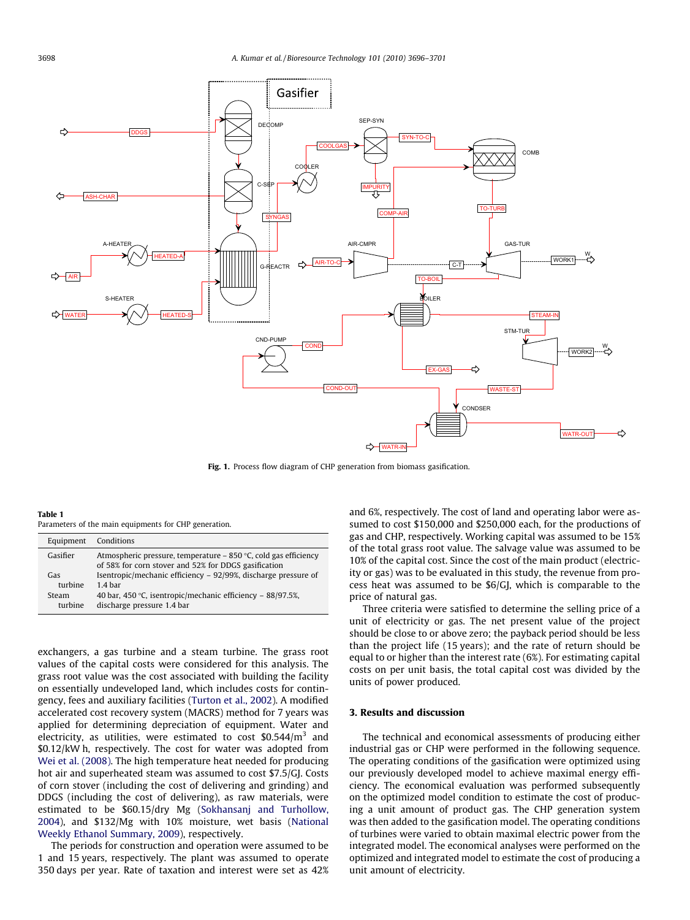Fig. 1. Process flow diagram of CHP generation from biomass gasification.

**Table 1**
Parameters of the main equipments for CHP generation.

| Equipment | Conditions |
|---|---|
| Gasifier | Atmospheric pressure, temperature – 850 °C, cold gas efficiency of 58% for corn stover and 52% for DDGS gasification |
| Gas turbine | Isentropic/mechanic efficiency – 92/99%, discharge pressure of 1.4 bar |
| Steam turbine | 40 bar, 450 °C, isentropic/mechanic efficiency – 88/97.5%, discharge pressure 1.4 bar |

exchangers, a gas turbine and a steam turbine. The grass root values of the capital costs were considered for this analysis. The grass root value was the cost associated with building the facility on essentially undeveloped land, which includes costs for contingency, fees and auxiliary facilities (Turton et al., 2002). A modified accelerated cost recovery system (MACRS) method for 7 years was applied for determining depreciation of equipment. Water and electricity, as utilities, were estimated to cost $0.544/m^3$ and \$0.12/kW h, respectively. The cost for water was adopted from Wei et al. (2008). The high temperature heat needed for producing hot air and superheated steam was assumed to cost \$7.5/GJ. Costs of corn stover (including the cost of delivering and grinding) and DDGS (including the cost of delivering), as raw materials, were estimated to be \$60.15/dry Mg (Sokhansanj and Turhollow, 2004), and \$132/Mg with 10% moisture, wet basis (National Weekly Ethanol Summary, 2009), respectively.

The periods for construction and operation were assumed to be 1 and 15 years, respectively. The plant was assumed to operate 350 days per year. Rate of taxation and interest were set as 42% and 6%, respectively. The cost of land and operating labor were assumed to cost \$150,000 and \$250,000 each, for the productions of gas and CHP, respectively. Working capital was assumed to be 15% of the total grass root value. The salvage value was assumed to be 10% of the capital cost. Since the cost of the main product (electricity or gas) was to be evaluated in this study, the revenue from process heat was assumed to be \$6/GJ, which is comparable to the price of natural gas.

Three criteria were satisfied to determine the selling price of a unit of electricity or gas. The net present value of the project should be close to or above zero; the payback period should be less than the project life (15 years); and the rate of return should be equal to or higher than the interest rate (6%). For estimating capital costs on per unit basis, the total capital cost was divided by the units of power produced.

## 3. Results and discussion

The technical and economical assessments of producing either industrial gas or CHP were performed in the following sequence. The operating conditions of the gasification were optimized using our previously developed model to achieve maximal energy efficiency. The economical evaluation was performed subsequently on the optimized model condition to estimate the cost of producing a unit amount of product gas. The CHP generation system was then added to the gasification model. The operating conditions of turbines were varied to obtain maximal electric power from the integrated model. The economical analyses were performed on the optimized and integrated model to estimate the cost of producing a unit amount of electricity.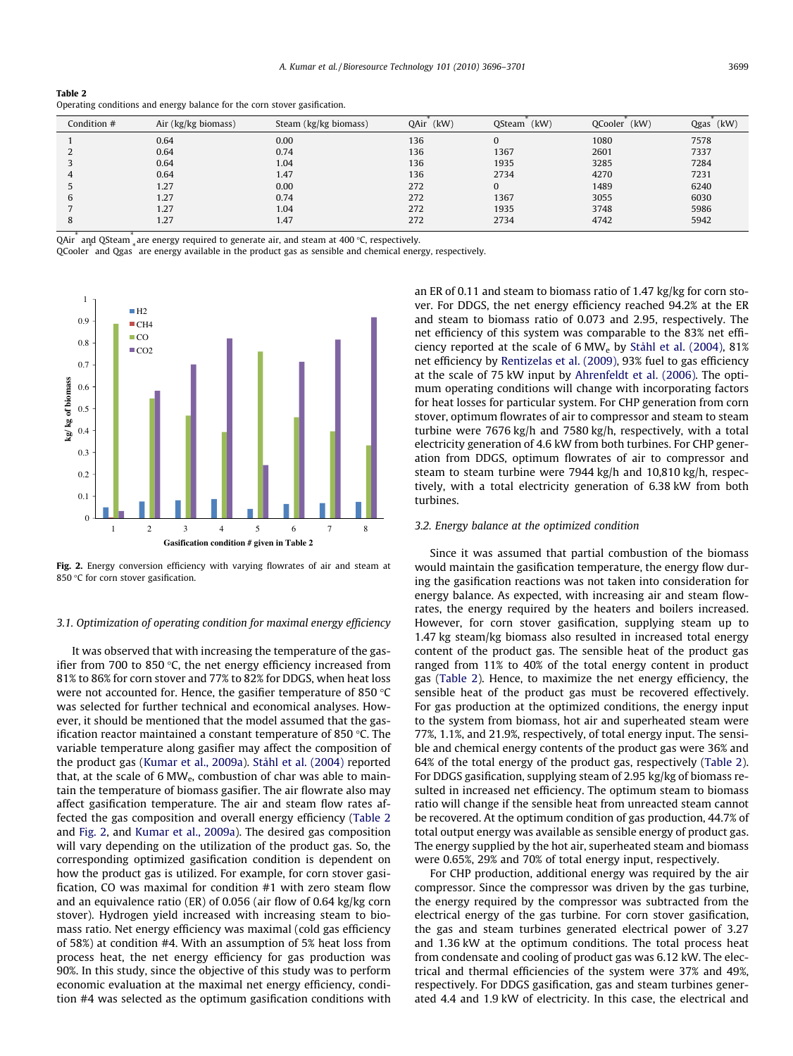**Table 2**
Operating conditions and energy balance for the corn stover gasification.

| Condition # | Air (kg/kg biomass) | Steam (kg/kg biomass) | QAir* (kW) | QSteam* (kW) | QCooler* (kW) | Qgas* (kW) |
|---|---|---|---|---|---|---|
| 1 | 0.64 | 0.00 | 136 | 0 | 1080 | 7578 |
| 2 | 0.64 | 0.74 | 136 | 1367 | 2601 | 7337 |
| 3 | 0.64 | 1.04 | 136 | 1935 | 3285 | 7284 |
| 4 | 0.64 | 1.47 | 136 | 2734 | 4270 | 7231 |
| 5 | 1.27 | 0.00 | 272 | 0 | 1489 | 6240 |
| 6 | 1.27 | 0.74 | 272 | 1367 | 3055 | 6030 |
| 7 | 1.27 | 1.04 | 272 | 1935 | 3748 | 5986 |
| 8 | 1.27 | 1.47 | 272 | 2734 | 4742 | 5942 |

QAir* and QSteam* are energy required to generate air, and steam at 400 °C, respectively.
QCooler* and Qgas* are energy available in the product gas as sensible and chemical energy, respectively.

**Fig. 2.** Energy conversion efficiency with varying flowrates of air and steam at 850 °C for corn stover gasification.

### 3.1. Optimization of operating condition for maximal energy efficiency

It was observed that with increasing the temperature of the gasifier from 700 to 850 °C, the net energy efficiency increased from 81% to 86% for corn stover and 77% to 82% for DDGS, when heat loss were not accounted for. Hence, the gasifier temperature of 850 °C was selected for further technical and economical analyses. However, it should be mentioned that the model assumed that the gasification reactor maintained a constant temperature of 850 °C. The variable temperature along gasifier may affect the composition of the product gas (Kumar et al., 2009a). Ståhl et al. (2004) reported that, at the scale of 6 $MW_e$, combustion of char was able to maintain the temperature of biomass gasifier. The air flowrate also may affect gasification temperature. The air and steam flow rates affected the gas composition and overall energy efficiency (Table 2 and Fig. 2, and Kumar et al., 2009a). The desired gas composition will vary depending on the utilization of the product gas. So, the corresponding optimized gasification condition is dependent on how the product gas is utilized. For example, for corn stover gasification, CO was maximal for condition #1 with zero steam flow and an equivalence ratio (ER) of 0.056 (air flow of 0.64 kg/kg corn stover). Hydrogen yield increased with increasing steam to biomass ratio. Net energy efficiency was maximal (cold gas efficiency of 58%) at condition #4. With an assumption of 5% heat loss from process heat, the net energy efficiency for gas production was 90%. In this study, since the objective of this study was to perform economic evaluation at the maximal net energy efficiency, condition #4 was selected as the optimum gasification conditions with an ER of 0.11 and steam to biomass ratio of 1.47 kg/kg for corn stover. For DDGS, the net energy efficiency reached 94.2% at the ER and steam to biomass ratio of 0.073 and 2.95, respectively. The net efficiency of this system was comparable to the 83% net efficiency reported at the scale of 6 $MW_e$ by Ståhl et al. (2004), 81% net efficiency by Rentizelas et al. (2009), 93% fuel to gas efficiency at the scale of 75 kW input by Ahrenfeldt et al. (2006). The optimum operating conditions will change with incorporating factors for heat losses for particular system. For CHP generation from corn stover, optimum flowrates of air to compressor and steam to steam turbine were 7676 kg/h and 7580 kg/h, respectively, with a total electricity generation of 4.6 kW from both turbines. For CHP generation from DDGS, optimum flowrates of air to compressor and steam to steam turbine were 7944 kg/h and 10,810 kg/h, respectively, with a total electricity generation of 6.38 kW from both turbines.

### 3.2. Energy balance at the optimized condition

Since it was assumed that partial combustion of the biomass would maintain the gasification temperature, the energy flow during the gasification reactions was not taken into consideration for energy balance. As expected, with increasing air and steam flowrates, the energy required by the heaters and boilers increased. However, for corn stover gasification, supplying steam up to 1.47 kg steam/kg biomass also resulted in increased total energy content of the product gas. The sensible heat of the product gas ranged from 11% to 40% of the total energy content in product gas (Table 2). Hence, to maximize the net energy efficiency, the sensible heat of the product gas must be recovered effectively. For gas production at the optimized conditions, the energy input to the system from biomass, hot air and superheated steam were 77%, 1.1%, and 21.9%, respectively, of total energy input. The sensible and chemical energy contents of the product gas were 36% and 64% of the total energy of the product gas, respectively (Table 2). For DDGS gasification, supplying steam of 2.95 kg/kg of biomass resulted in increased net efficiency. The optimum steam to biomass ratio will change if the sensible heat from unreacted steam cannot be recovered. At the optimum condition of gas production, 44.7% of total output energy was available as sensible energy of product gas. The energy supplied by the hot air, superheated steam and biomass were 0.65%, 29% and 70% of total energy input, respectively.

For CHP production, additional energy was required by the air compressor. Since the compressor was driven by the gas turbine, the energy required by the compressor was subtracted from the electrical energy of the gas turbine. For corn stover gasification, the gas and steam turbines generated electrical power of 3.27 and 1.36 kW at the optimum conditions. The total process heat from condensate and cooling of product gas was 6.12 kW. The electrical and thermal efficiencies of the system were 37% and 49%, respectively. For DDGS gasification, gas and steam turbines generated 4.4 and 1.9 kW of electricity. In this case, the electrical and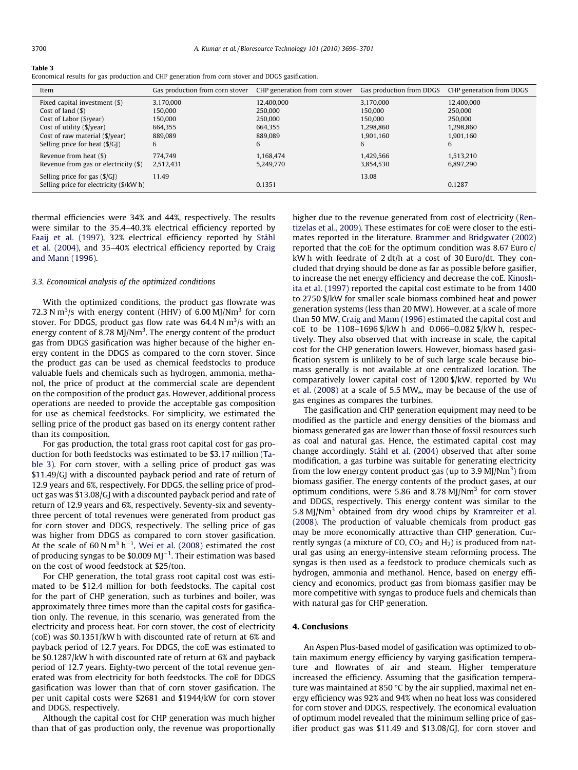**Table 3**
Economical results for gas production and CHP generation from corn stover and DDGS gasification.

| Item | Gas production from corn stover | CHP generation from corn stover | Gas production from DDGS | CHP generation from DDGS |
|---|---|---|---|---|
| Fixed capital investment ($) | 3,170,000 | 12,400,000 | 3,170,000 | 12,400,000 |
| Cost of land ($) | 150,000 | 250,000 | 150,000 | 250,000 |
| Cost of Labor ($/year) | 150,000 | 250,000 | 150,000 | 250,000 |
| Cost of utility ($/year) | 664,355 | 664,355 | 1,298,860 | 1,298,860 |
| Cost of raw material ($/year) | 889,089 | 889,089 | 1,901,160 | 1,901,160 |
| Selling price for heat ($/GJ) | 6 | 6 | 6 | 6 |
| Revenue from heat ($) | 774,749 | 1,168,474 | 1,429,566 | 1,513,210 |
| Revenue from gas or electricity ($) | 2,512,431 | 5,249,770 | 3,854,530 | 6,897,290 |
| Selling price for gas ($/GJ) | 11.49 | | 13.08 | |
| Selling price for electricity ($/kW h) | | 0.1351 | | 0.1287 |

thermal efficiencies were 34% and 44%, respectively. The results were similar to the 35.4–40.3% electrical efficiency reported by Faaij et al. (1997), 32% electrical efficiency reported by Ståhl et al. (2004), and 35–40% electrical efficiency reported by Craig and Mann (1996).

### 3.3. Economical analysis of the optimized conditions

With the optimized conditions, the product gas flowrate was 72.3 N $m^3/s$ with energy content (HHV) of 6.00 MJ/$Nm^3$ for corn stover. For DDGS, product gas flow rate was 64.4 N $m^3/s$ with an energy content of 8.78 MJ/$Nm^3$. The energy content of the product gas from DDGS gasification was higher because of the higher energy content in the DDGS as compared to the corn stover. Since the product gas can be used as chemical feedstocks to produce valuable fuels and chemicals such as hydrogen, ammonia, methanol, the price of product at the commercial scale are dependent on the composition of the product gas. However, additional process operations are needed to provide the acceptable gas composition for use as chemical feedstocks. For simplicity, we estimated the selling price of the product gas based on its energy content rather than its composition.

For gas production, the total grass root capital cost for gas production for both feedstocks was estimated to be $3.17 million (Table 3). For corn stover, with a selling price of product gas was $11.49/GJ with a discounted payback period and rate of return of 12.9 years and 6%, respectively. For DDGS, the selling price of product gas was $13.08/GJ with a discounted payback period and rate of return of 12.9 years and 6%, respectively. Seventy-six and seventy-three percent of total revenues were generated from product gas for corn stover and DDGS, respectively. The selling price of gas was higher from DDGS as compared to corn stover gasification. At the scale of 60 N $m^3$ $h^{-1}$, Wei et al. (2008) estimated the cost of producing syngas to be $0.009 $MJ^{-1}$. Their estimation was based on the cost of wood feedstock at $25/ton.

For CHP generation, the total grass root capital cost was estimated to be $12.4 million for both feedstocks. The capital cost for the part of CHP generation, such as turbines and boiler, was approximately three times more than the capital costs for gasification only. The revenue, in this scenario, was generated from the electricity and process heat. For corn stover, the cost of electricity (coE) was $0.1351/kW h with discounted rate of return at 6% and payback period of 12.7 years. For DDGS, the coE was estimated to be $0.1287/kW h with discounted rate of return at 6% and payback period of 12.7 years. Eighty-two percent of the total revenue generated was from electricity for both feedstocks. The coE for DDGS gasification was lower than that of corn stover gasification. The per unit capital costs were $2681 and $1944/kW for corn stover and DDGS, respectively.

Although the capital cost for CHP generation was much higher than that of gas production only, the revenue was proportionally higher due to the revenue generated from cost of electricity (Rentizelas et al., 2009). These estimates for coE were closer to the estimates reported in the literature. Brammer and Bridgwater (2002) reported that the coE for the optimum condition was 8.67 Euro c/kW h with feedrate of 2 dt/h at a cost of 30 Euro/dt. They concluded that drying should be done as far as possible before gasifier, to increase the net energy efficiency and decrease the coE. Kinoshita et al. (1997) reported the capital cost estimate to be from 1400 to 2750 $/kW for smaller scale biomass combined heat and power generation systems (less than 20 MW). However, at a scale of more than 50 MW, Craig and Mann (1996) estimated the capital cost and coE to be 1108–1696 $/kW h and 0.066–0.082 $/kW h, respectively. They also observed that with increase in scale, the capital cost for the CHP generation lowers. However, biomass based gasification system is unlikely to be of such large scale because biomass generally is not available at one centralized location. The comparatively lower capital cost of 1200 $/kW, reported by Wu et al. (2008) at a scale of 5.5 $MW_e$, may be because of the use of gas engines as compares the turbines.

The gasification and CHP generation equipment may need to be modified as the particle and energy densities of the biomass and biomass generated gas are lower than those of fossil resources such as coal and natural gas. Hence, the estimated capital cost may change accordingly. Ståhl et al. (2004) observed that after some modification, a gas turbine was suitable for generating electricity from the low energy content product gas (up to 3.9 MJ/$Nm^3$) from biomass gasifier. The energy contents of the product gases, at our optimum conditions, were 5.86 and 8.78 MJ/$Nm^3$ for corn stover and DDGS, respectively. This energy content was similar to the 5.8 MJ/$m^3$ obtained from dry wood chips by Kramreiter et al. (2008). The production of valuable chemicals from product gas may be more economically attractive than CHP generation. Currently syngas (a mixture of CO, $CO_2$ and $H_2$) is produced from natural gas using an energy-intensive steam reforming process. The syngas is then used as a feedstock to produce chemicals such as hydrogen, ammonia and methanol. Hence, based on energy efficiency and economics, product gas from biomass gasifier may be more competitive with syngas to produce fuels and chemicals than with natural gas for CHP generation.

## 4. Conclusions

An Aspen Plus-based model of gasification was optimized to obtain maximum energy efficiency by varying gasification temperature and flowrates of air and steam. Higher temperature increased the efficiency. Assuming that the gasification temperature was maintained at 850 °C by the air supplied, maximal net energy efficiency was 92% and 94% when no heat loss was considered for corn stover and DDGS, respectively. The economical evaluation of optimum model revealed that the minimum selling price of gasifier product gas was $11.49 and $13.08/GJ, for corn stover and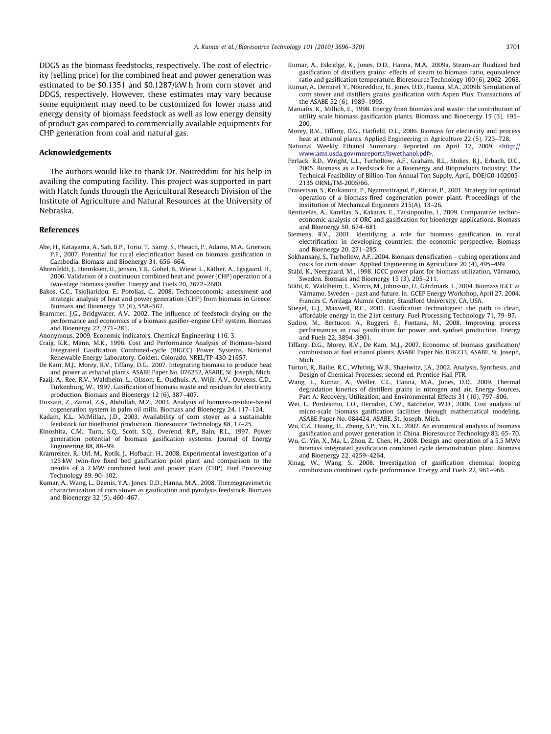DDGS as the biomass feedstocks, respectively. The cost of electricity (selling price) for the combined heat and power generation was estimated to be \$0.1351 and \$0.1287/kW h from corn stover and DDGS, respectively. However, these estimates may vary because some equipment may need to be customized for lower mass and energy density of biomass feedstock as well as low energy density of product gas compared to commercially available equipments for CHP generation from coal and natural gas.

## Acknowledgements

The authors would like to thank Dr. Noureddini for his help in availing the computing facility. This project was supported in part with Hatch funds through the Agricultural Research Division of the Institute of Agriculture and Natural Resources at the University of Nebraska.

## References

Abe, H., Katayama, A., Sah, B.P., Toriu, T., Samy, S., Pheach, P., Adams, M.A., Grierson, P.F., 2007. Potential for rural electrification based on biomass gasification in Cambodia. Biomass and Bioenergy 31, 656–664.

Ahrenfeldt, J., Henriksen, U., Jensen, T.K., Gobel, B., Wiese, L., Kather, A., Egsgaard, H., 2006. Validation of a continuous combined heat and power (CHP) operation of a two-stage biomass gasifier. Energy and Fuels 20, 2672–2680.

Bakos, G.C., Tsioliaridou, E., Potolias, C., 2008. Technoeconomic assessment and strategic analysis of heat and power generation (CHP) from biomass in Greece. Biomass and Bioenergy 32 (6), 558–567.

Brammer, J.G., Bridgwater, A.V., 2002. The influence of feedstock drying on the performance and economics of a biomass gasifier-engine CHP system. Biomass and Bioenergy 22, 271–281.

Anonymous, 2009. Economic indicators. Chemical Engineering 116, 3.

Craig, K.R., Mann, M.K., 1996. Cost and Performance Analysis of Biomass-based Integrated Gasification Combined-cycle (BIGCC) Power Systems. National Renewable Energy Laboratory. Golden, Colorado, NREL/TP-430-21657.

De Kam, M.J., Morey, R.V., Tiffany, D.G., 2007. Integrating biomass to produce heat and power at ethanol plants. ASABE Paper No. 076232, ASABE, St. Joseph, Mich.

Faaij, A., Ree, R.V., Waldheim, L., Olsson, E., Oudhuis, A., Wijk, A.V., Ouwens, C.D., Turkenburg, W., 1997. Gasification of biomass waste and residues for electricity production. Biomass and Bioenergy 12 (6), 387–407.

Hussain, Z., Zainal, Z.A., Abdullah, M.Z., 2003. Analysis of biomass-residue-based cogeneration system in palm oil mills. Biomass and Bioenergy 24, 117–124.

Kadam, K.L., McMillan, J.D., 2003. Availability of corn stover as a sustainable feedstock for bioethanol production. Bioresource Technology 88, 17–25.

Kinoshita, C.M., Turn, S.Q., Scott, S.Q., Overend, R.P., Bain, R.L., 1997. Power generation potential of biomass gasification systems. Journal of Energy Engineering 88, 88–99.

Kramreiter, R., Url, M., Kotik, J., Hofbaur, H., 2008. Experimental investigation of a 125 kW twin-fire fixed bed gasification pilot plant and comparison to the results of a 2 MW combined heat and power plant (CHP). Fuel Processing Technology 89, 90–102.

Kumar, A., Wang, L., Dzenis, Y.A., Jones, D.D., Hanna, M.A., 2008. Thermogravimetric characterization of corn stover as gasification and pyrolysis feedstock. Biomass and Bioenergy 32 (5), 460–467.

Kumar, A., Eskridge, K., Jones, D.D., Hanna, M.A., 2009a. Steam-air fluidized bed gasification of distillers grains: effects of steam to biomass ratio, equivalence ratio and gasification temperature. Bioresource Technology 100 (6), 2062–2068.

Kumar, A., Demirel, Y., Noureddini, H., Jones, D.D., Hanna, M.A., 2009b. Simulation of corn stover and distillers grains gasification with Aspen Plus. Transactions of the ASABE 52 (6), 1989–1995.

Maniatis, K., Millich, E., 1998. Energy from biomass and waste: the contribution of utility scale biomass gasification plants. Biomass and Bioenergy 15 (3), 195–200.

Morey, R.V., Tiffany, D.G., Hatfield, D.L., 2006. Biomass for electricity and process heat at ethanol plants. Applied Engineering in Agriculture 22 (5), 723–728.

National Weekly Ethanol Summary. Reported on April 17, 2009. <http://www.ams.usda.gov/mnreports/lswethanol.pdf>.

Perlack, R.D., Wright, L.L., Turhollow, A.F., Graham, R.L., Stokes, B.J., Erbach, D.C., 2005. Biomass as a Feedstock for a Bioenergy and Bioproducts Industry: The Technical Feasibility of Billion-Ton Annual Ton Supply, April, DOE/G0-102005-2135 ORNL/TM-2005/66.

Prasertsan, S., Krukanont, P., Ngamsritragul, P., Kirirat, P., 2001. Strategy for optimal operation of a biomass-fired cogeneration power plant. Proceedings of the Institution of Mechanical Engineers 215(A), 13–26.

Rentizelas, A., Karellas, S., Kakaras, E., Tatsiopoulos, I., 2009. Comparative techno-economic analysis of ORC and gasification for bioenergy applications. Biomass and Bioenergy 50, 674–681.

Siemens, R.V., 2001. Identifying a role for biomass gasification in rural electrification in developing countries: the economic perspective. Biomass and Bioenergy 20, 271–285.

Sokhansanj, S., Turhollow, A.F., 2004. Biomass densification – cubing operations and costs for corn stover. Applied Engineering in Agriculture 20 (4), 495–499.

Ståhl, K., Neergaard, M., 1998. IGCC power plant for biomass utilization, Värnamo, Sweden. Biomass and Bioenergy 15 (3), 205–211.

Ståhl, K., Waldheim, L., Morris, M., Johnsson, U., Gårdmark, L., 2004. Biomass IGCC at Värnamo, Sweden – past and future. In: GCEP Energy Workshop, April 27, 2004. Frances C. Arrilaga Alumni Center, Standford University, CA, USA.

Stiegel, G.J., Maxwell, R.C., 2001. Gasification technologies: the path to clean, affordable energy in the 21st century. Fuel Processing Technology 71, 79–97.

Sudiro, M., Bertucco, A., Ruggeri, F., Fontana, M., 2008. Improving process performances in coal gasification for power and synfuel production. Energy and Fuels 22, 3894–3901.

Tiffany, D.G., Morey, R.V., De Kam, M.J., 2007. Economic of biomass gasification/combustion at fuel ethanol plants. ASABE Paper No. 076233, ASABE, St. Joseph, Mich.

Turton, R., Bailie, R.C., Whiting, W.B., Shaeiwitz, J.A., 2002. Analysis, Synthesis, and Design of Chemical Processes, second ed. Prentice Hall PTR.

Wang, L., Kumar, A., Weller, C.L., Hanna, M.A., Jones, D.D., 2009. Thermal degradation kinetics of distillers grains in nitrogen and air. Energy Sources, Part A: Recovery, Utilization, and Environmental Effects 31 (10), 797–806.

Wei, L., Pordesimo, L.O., Herndon, C.W., Batchelor, W.D., 2008. Cost analysis of micro-scale biomass gasification facilities through mathematical modeling. ASABE Paper No. 084424, ASABE, St. Joseph, Mich.

Wu, C.Z., Huang, H., Zheng, S.P., Yin, X.L., 2002. An economical analysis of biomass gasification and power generation in China. Bioresource Technology 83, 65–70.

Wu, C., Yin, X., Ma, L., Zhou, Z., Chen, H., 2008. Design and operation of a 5.5 MWe biomass integrated gasification combined cycle demonstration plant. Biomass and Bioenergy 22, 4259–4264.

Xinag, W., Wang, S., 2008. Investigation of gasification chemical looping combustion combined cycle performance. Energy and Fuels 22, 961–966.